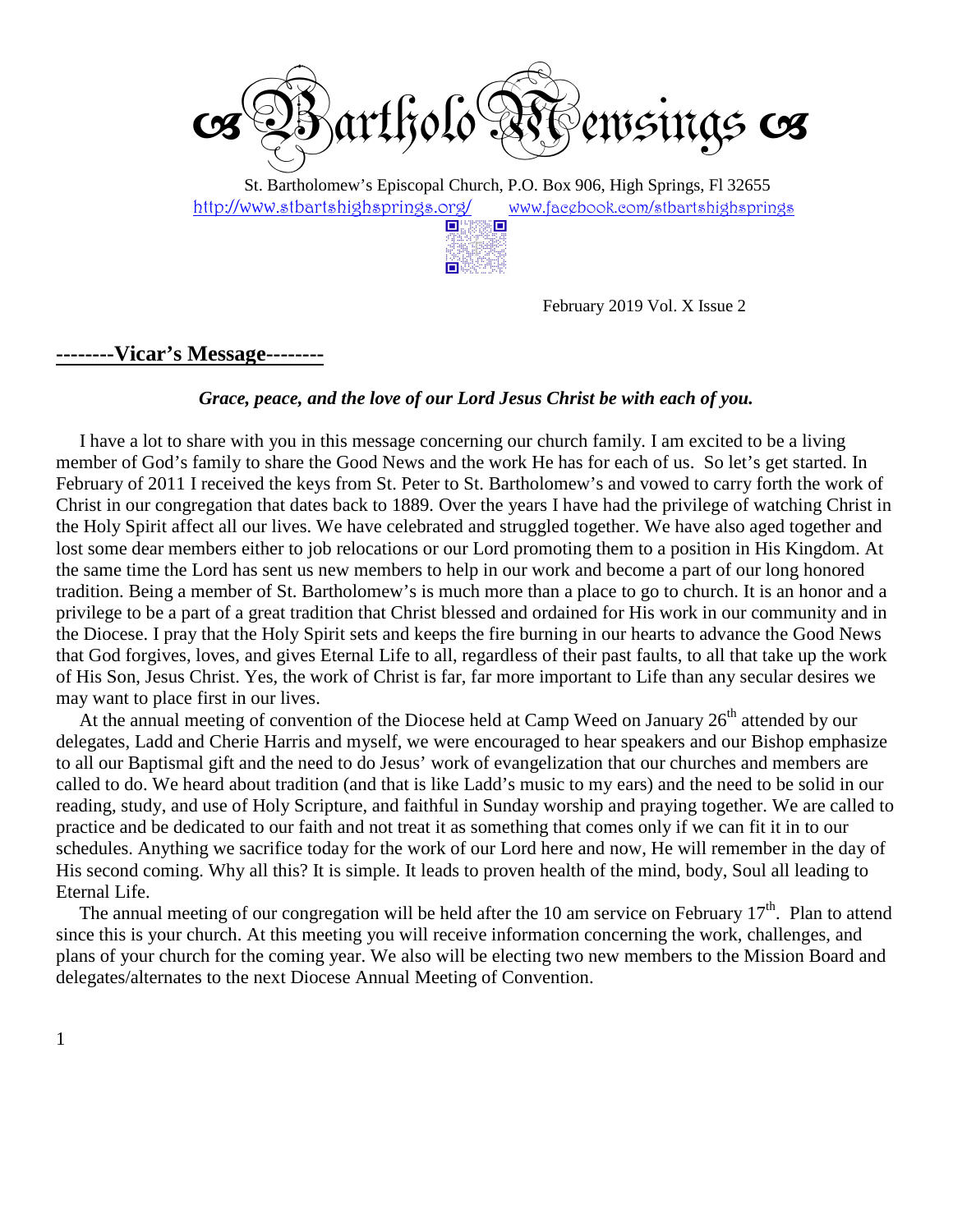# ☙ BartholoMewsings ☙

St. Bartholomew's Episcopal Church, P.O. Box 906, High Springs, Fl 32655

http://www.stbartshighsprings.org/ www.facebook.com/stbartshighsprings

February 2019 Vol. X Issue 2

## --------Vicar's Message--------

***Grace, peace, and the love of our Lord Jesus Christ be with each of you.***

I have a lot to share with you in this message concerning our church family. I am excited to be a living member of God's family to share the Good News and the work He has for each of us. So let's get started. In February of 2011 I received the keys from St. Peter to St. Bartholomew's and vowed to carry forth the work of Christ in our congregation that dates back to 1889. Over the years I have had the privilege of watching Christ in the Holy Spirit affect all our lives. We have celebrated and struggled together. We have also aged together and lost some dear members either to job relocations or our Lord promoting them to a position in His Kingdom. At the same time the Lord has sent us new members to help in our work and become a part of our long honored tradition. Being a member of St. Bartholomew's is much more than a place to go to church. It is an honor and a privilege to be a part of a great tradition that Christ blessed and ordained for His work in our community and in the Diocese. I pray that the Holy Spirit sets and keeps the fire burning in our hearts to advance the Good News that God forgives, loves, and gives Eternal Life to all, regardless of their past faults, to all that take up the work of His Son, Jesus Christ. Yes, the work of Christ is far, far more important to Life than any secular desires we may want to place first in our lives.

At the annual meeting of convention of the Diocese held at Camp Weed on January 26th attended by our delegates, Ladd and Cherie Harris and myself, we were encouraged to hear speakers and our Bishop emphasize to all our Baptismal gift and the need to do Jesus' work of evangelization that our churches and members are called to do. We heard about tradition (and that is like Ladd's music to my ears) and the need to be solid in our reading, study, and use of Holy Scripture, and faithful in Sunday worship and praying together. We are called to practice and be dedicated to our faith and not treat it as something that comes only if we can fit it in to our schedules. Anything we sacrifice today for the work of our Lord here and now, He will remember in the day of His second coming. Why all this? It is simple. It leads to proven health of the mind, body, Soul all leading to Eternal Life.

The annual meeting of our congregation will be held after the 10 am service on February 17th. Plan to attend since this is your church. At this meeting you will receive information concerning the work, challenges, and plans of your church for the coming year. We also will be electing two new members to the Mission Board and delegates/alternates to the next Diocese Annual Meeting of Convention.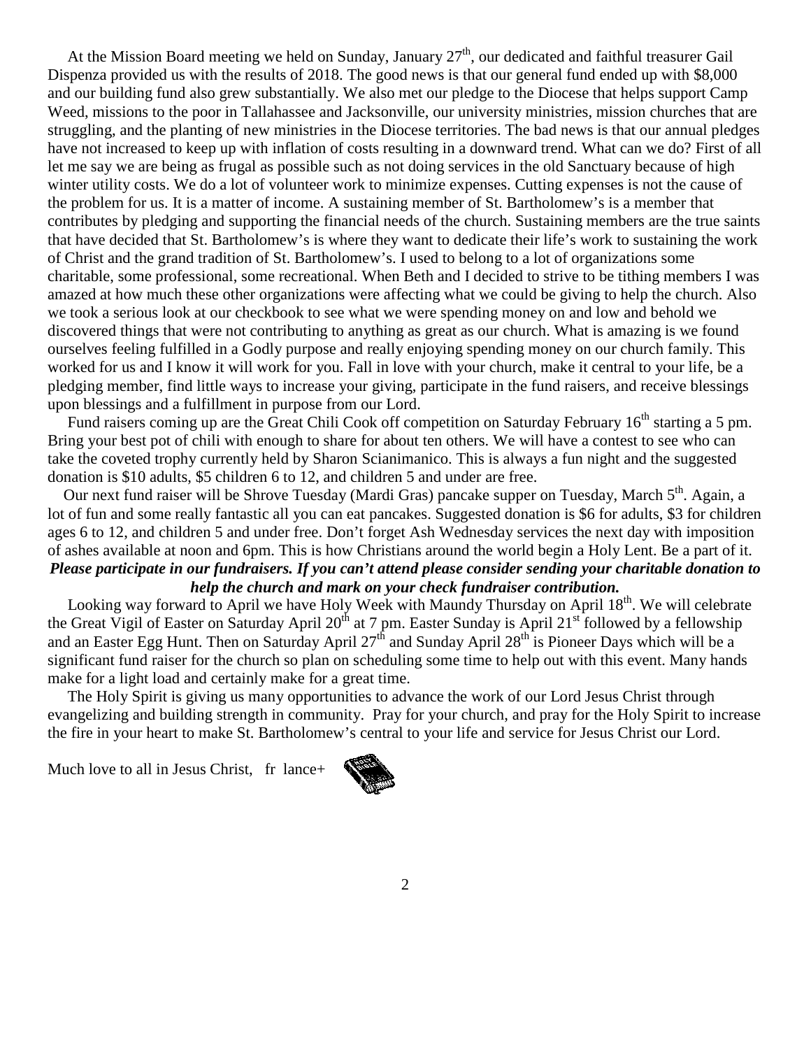At the Mission Board meeting we held on Sunday, January 27th, our dedicated and faithful treasurer Gail Dispenza provided us with the results of 2018. The good news is that our general fund ended up with $8,000 and our building fund also grew substantially. We also met our pledge to the Diocese that helps support Camp Weed, missions to the poor in Tallahassee and Jacksonville, our university ministries, mission churches that are struggling, and the planting of new ministries in the Diocese territories. The bad news is that our annual pledges have not increased to keep up with inflation of costs resulting in a downward trend. What can we do? First of all let me say we are being as frugal as possible such as not doing services in the old Sanctuary because of high winter utility costs. We do a lot of volunteer work to minimize expenses. Cutting expenses is not the cause of the problem for us. It is a matter of income. A sustaining member of St. Bartholomew's is a member that contributes by pledging and supporting the financial needs of the church. Sustaining members are the true saints that have decided that St. Bartholomew's is where they want to dedicate their life's work to sustaining the work of Christ and the grand tradition of St. Bartholomew's. I used to belong to a lot of organizations some charitable, some professional, some recreational. When Beth and I decided to strive to be tithing members I was amazed at how much these other organizations were affecting what we could be giving to help the church. Also we took a serious look at our checkbook to see what we were spending money on and low and behold we discovered things that were not contributing to anything as great as our church. What is amazing is we found ourselves feeling fulfilled in a Godly purpose and really enjoying spending money on our church family. This worked for us and I know it will work for you. Fall in love with your church, make it central to your life, be a pledging member, find little ways to increase your giving, participate in the fund raisers, and receive blessings upon blessings and a fulfillment in purpose from our Lord.

Fund raisers coming up are the Great Chili Cook off competition on Saturday February 16th starting a 5 pm. Bring your best pot of chili with enough to share for about ten others. We will have a contest to see who can take the coveted trophy currently held by Sharon Scianimanico. This is always a fun night and the suggested donation is $10 adults, $5 children 6 to 12, and children 5 and under are free.

Our next fund raiser will be Shrove Tuesday (Mardi Gras) pancake supper on Tuesday, March 5th. Again, a lot of fun and some really fantastic all you can eat pancakes. Suggested donation is $6 for adults, $3 for children ages 6 to 12, and children 5 and under free. Don't forget Ash Wednesday services the next day with imposition of ashes available at noon and 6pm. This is how Christians around the world begin a Holy Lent. Be a part of it.

***Please participate in our fundraisers. If you can't attend please consider sending your charitable donation to help the church and mark on your check fundraiser contribution.***

Looking way forward to April we have Holy Week with Maundy Thursday on April 18th. We will celebrate the Great Vigil of Easter on Saturday April 20th at 7 pm. Easter Sunday is April 21st followed by a fellowship and an Easter Egg Hunt. Then on Saturday April 27th and Sunday April 28th is Pioneer Days which will be a significant fund raiser for the church so plan on scheduling some time to help out with this event. Many hands make for a light load and certainly make for a great time.

The Holy Spirit is giving us many opportunities to advance the work of our Lord Jesus Christ through evangelizing and building strength in community. Pray for your church, and pray for the Holy Spirit to increase the fire in your heart to make St. Bartholomew's central to your life and service for Jesus Christ our Lord.

Much love to all in Jesus Christ, fr lance+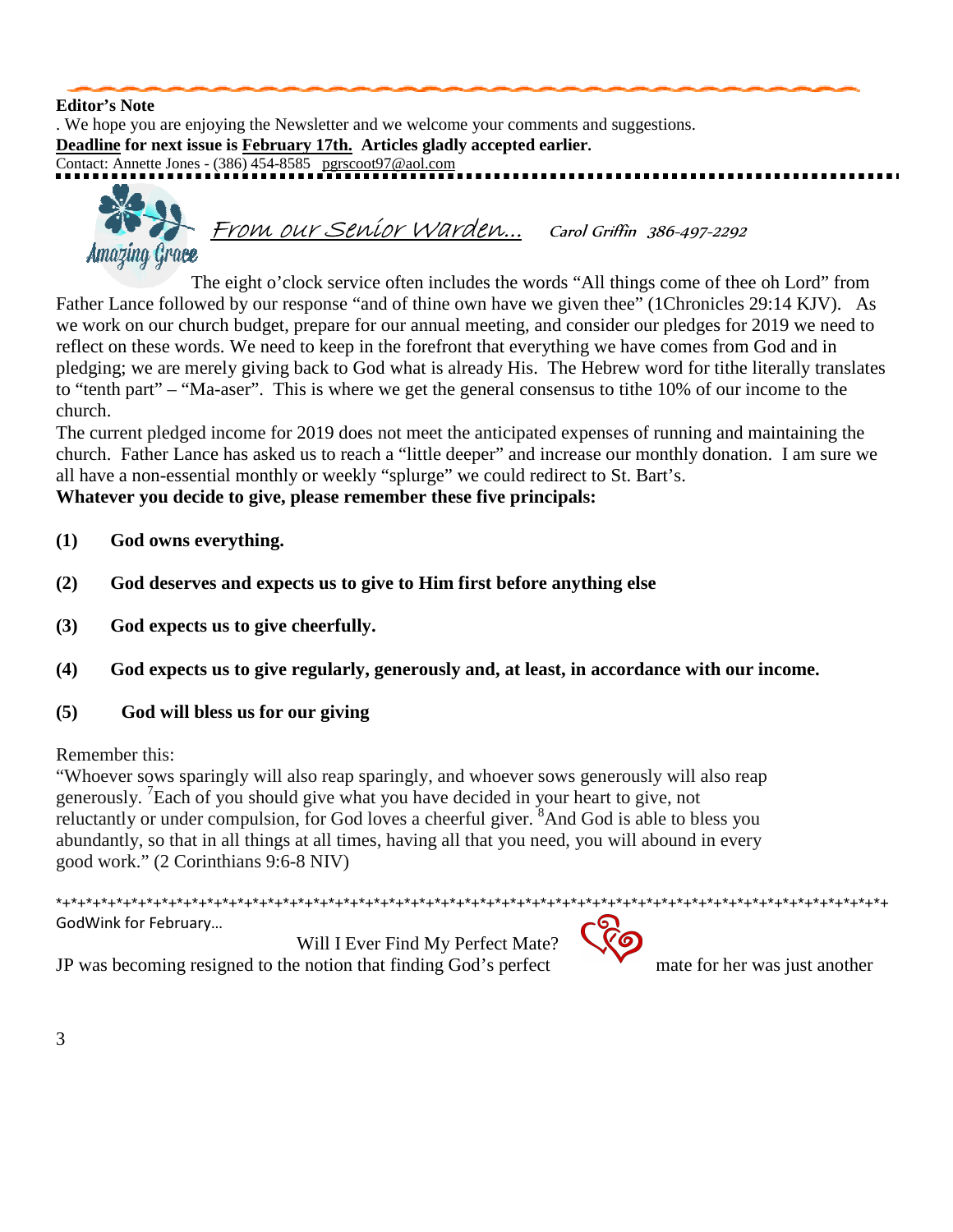**Editor's Note**

. We hope you are enjoying the Newsletter and we welcome your comments and suggestions.

**Deadline for next issue is February 17th. Articles gladly accepted earlier.**

Contact: Annette Jones - (386) 454-8585 pgrscoot97@aol.com

## From our Senior Warden... 

Carol Griffin 386-497-2292

The eight o'clock service often includes the words "All things come of thee oh Lord" from Father Lance followed by our response "and of thine own have we given thee" (1Chronicles 29:14 KJV). As we work on our church budget, prepare for our annual meeting, and consider our pledges for 2019 we need to reflect on these words. We need to keep in the forefront that everything we have comes from God and in pledging; we are merely giving back to God what is already His. The Hebrew word for tithe literally translates to "tenth part" – "Ma-aser". This is where we get the general consensus to tithe 10% of our income to the church.

The current pledged income for 2019 does not meet the anticipated expenses of running and maintaining the church. Father Lance has asked us to reach a "little deeper" and increase our monthly donation. I am sure we all have a non-essential monthly or weekly "splurge" we could redirect to St. Bart's.

**Whatever you decide to give, please remember these five principals:**

**(1) God owns everything.**

**(2) God deserves and expects us to give to Him first before anything else**

**(3) God expects us to give cheerfully.**

**(4) God expects us to give regularly, generously and, at least, in accordance with our income.**

**(5) God will bless us for our giving**

Remember this:

"Whoever sows sparingly will also reap sparingly, and whoever sows generously will also reap generously. [7]Each of you should give what you have decided in your heart to give, not reluctantly or under compulsion, for God loves a cheerful giver. [8]And God is able to bless you abundantly, so that in all things at all times, having all that you need, you will abound in every good work." (2 Corinthians 9:6-8 NIV)

*+*+*+*+*+*+*+*+*+*+*+*+*+*+*+*+*+*+*+*+*+*+*+*+*+*+*+*+*+*+*+*+*+*+*+*+*+*+*+*+*+*+*+*+*+*+*+

GodWink for February…

Will I Ever Find My Perfect Mate?

JP was becoming resigned to the notion that finding God's perfect mate for her was just another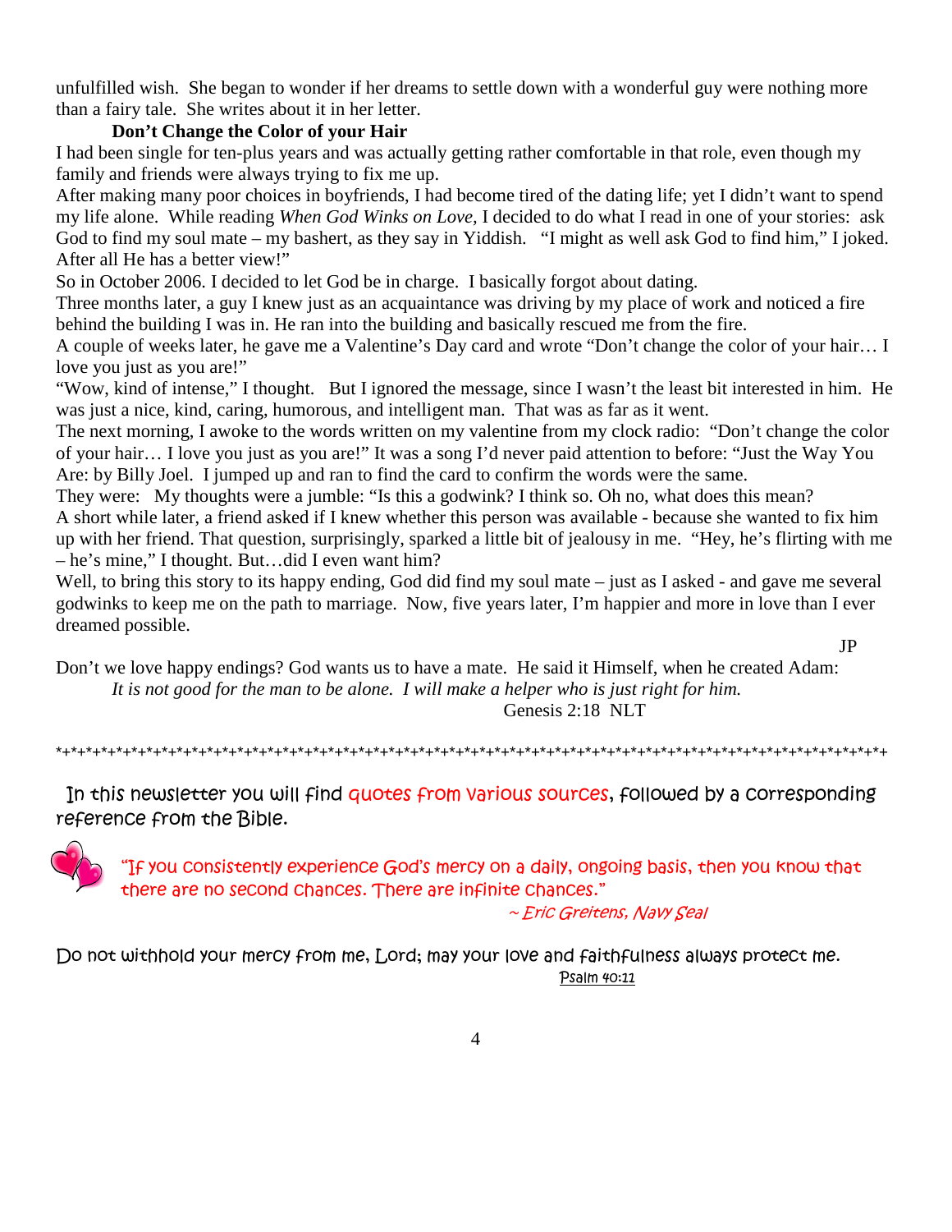unfulfilled wish. She began to wonder if her dreams to settle down with a wonderful guy were nothing more than a fairy tale. She writes about it in her letter.

**Don't Change the Color of your Hair**

I had been single for ten-plus years and was actually getting rather comfortable in that role, even though my family and friends were always trying to fix me up.

After making many poor choices in boyfriends, I had become tired of the dating life; yet I didn't want to spend my life alone. While reading *When God Winks on Love,* I decided to do what I read in one of your stories: ask God to find my soul mate – my bashert, as they say in Yiddish. "I might as well ask God to find him," I joked. After all He has a better view!"

So in October 2006. I decided to let God be in charge. I basically forgot about dating.

Three months later, a guy I knew just as an acquaintance was driving by my place of work and noticed a fire behind the building I was in. He ran into the building and basically rescued me from the fire.

A couple of weeks later, he gave me a Valentine's Day card and wrote "Don't change the color of your hair… I love you just as you are!"

"Wow, kind of intense," I thought. But I ignored the message, since I wasn't the least bit interested in him. He was just a nice, kind, caring, humorous, and intelligent man. That was as far as it went.

The next morning, I awoke to the words written on my valentine from my clock radio: "Don't change the color of your hair… I love you just as you are!" It was a song I'd never paid attention to before: "Just the Way You Are: by Billy Joel. I jumped up and ran to find the card to confirm the words were the same.

They were: My thoughts were a jumble: "Is this a godwink? I think so. Oh no, what does this mean?

A short while later, a friend asked if I knew whether this person was available - because she wanted to fix him up with her friend. That question, surprisingly, sparked a little bit of jealousy in me. "Hey, he's flirting with me – he's mine," I thought. But…did I even want him?

Well, to bring this story to its happy ending, God did find my soul mate – just as I asked - and gave me several godwinks to keep me on the path to marriage. Now, five years later, I'm happier and more in love than I ever dreamed possible.

JP

Don't we love happy endings? God wants us to have a mate. He said it Himself, when he created Adam:

*It is not good for the man to be alone. I will make a helper who is just right for him.*

Genesis 2:18 NLT

*+*+*+*+*+*+*+*+*+*+*+*+*+*+*+*+*+*+*+*+*+*+*+*+*+*+*+*+*+*+*+*+*+*+*+*+*+*+*+*+*+*+*+*+*+*+*+*+*+*+*+*+*+*+

In this newsletter you will find quotes from various sources, followed by a corresponding reference from the Bible.

"If you consistently experience God's mercy on a daily, ongoing basis, then you know that there are no second chances. There are infinite chances."

*~ Eric Greitens, Navy Seal*

Do not withhold your mercy from me, Lord; may your love and faithfulness always protect me.

Psalm 40:11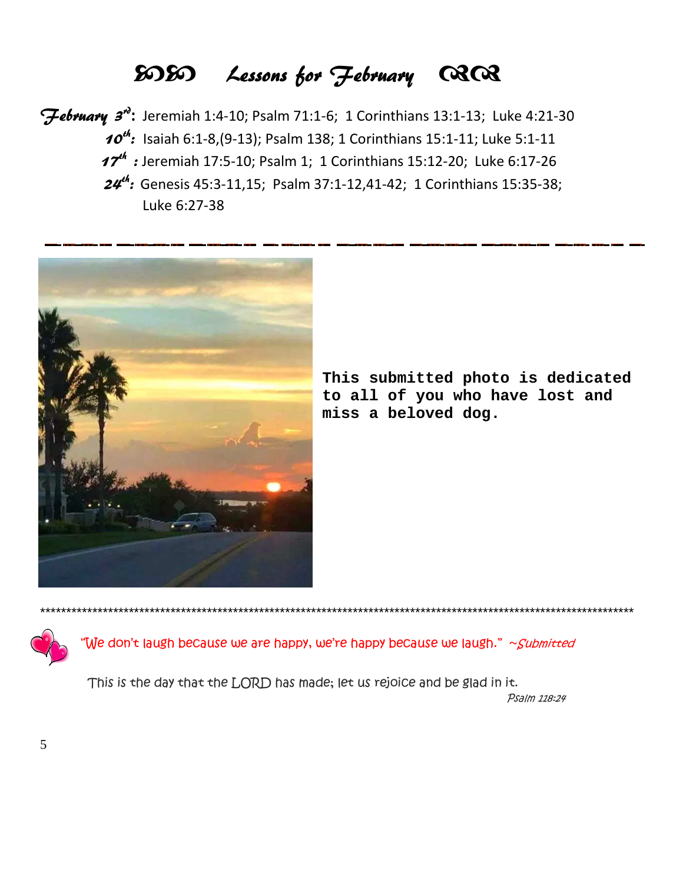# Lessons for February

**February 3rd:** Jeremiah 1:4-10; Psalm 71:1-6; 1 Corinthians 13:1-13; Luke 4:21-30

**10th:** Isaiah 6:1-8,(9-13); Psalm 138; 1 Corinthians 15:1-11; Luke 5:1-11

**17th:** Jeremiah 17:5-10; Psalm 1; 1 Corinthians 15:12-20; Luke 6:17-26

**24th:** Genesis 45:3-11,15; Psalm 37:1-12,41-42; 1 Corinthians 15:35-38; Luke 6:27-38

---

**This submitted photo is dedicated to all of you who have lost and miss a beloved dog.**

---

"We don't laugh because we are happy, we're happy because we laugh." ~*Submitted*

This is the day that the LORD has made; let us rejoice and be glad in it.

*Psalm 118:24*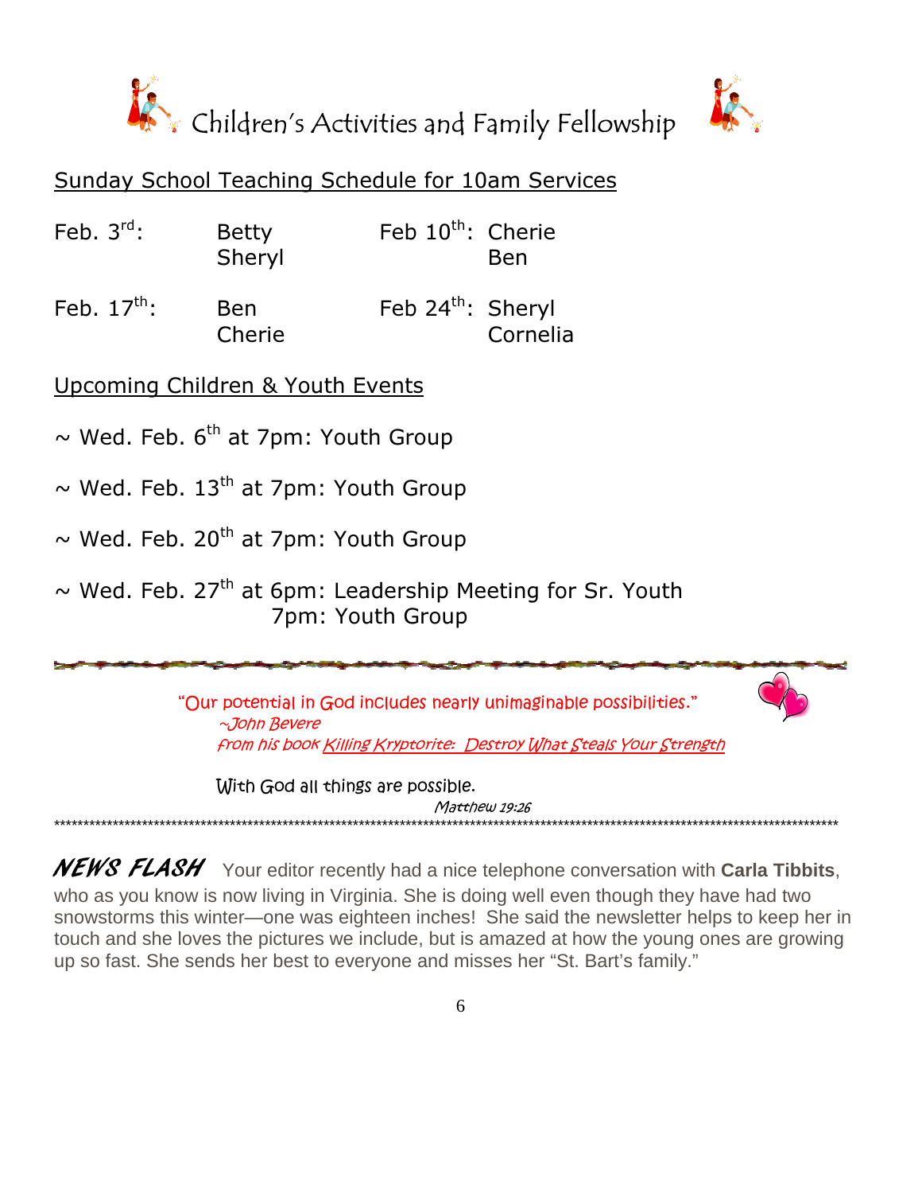# Children's Activities and Family Fellowship

## Sunday School Teaching Schedule for 10am Services

| Date | Teachers | Date | Teachers |
|---|---|---|---|
| Feb. 3rd: | Betty<br>Sheryl | Feb 10th: | Cherie<br>Ben |
| Feb. 17th: | Ben<br>Cherie | Feb 24th: | Sheryl<br>Cornelia |

## Upcoming Children & Youth Events

~ Wed. Feb. 6th at 7pm: Youth Group

~ Wed. Feb. 13th at 7pm: Youth Group

~ Wed. Feb. 20th at 7pm: Youth Group

~ Wed. Feb. 27th at 6pm: Leadership Meeting for Sr. Youth
7pm: Youth Group

"Our potential in God includes nearly unimaginable possibilities."
*~John Bevere*
*From his book Killing Kryptorite: Destroy What Steals Your Strength*

With God all things are possible.
*Matthew 19:26*

***********************************************************************************************************************************************

***NEWS FLASH*** Your editor recently had a nice telephone conversation with **Carla Tibbits**, who as you know is now living in Virginia. She is doing well even though they have had two snowstorms this winter—one was eighteen inches! She said the newsletter helps to keep her in touch and she loves the pictures we include, but is amazed at how the young ones are growing up so fast. She sends her best to everyone and misses her "St. Bart's family."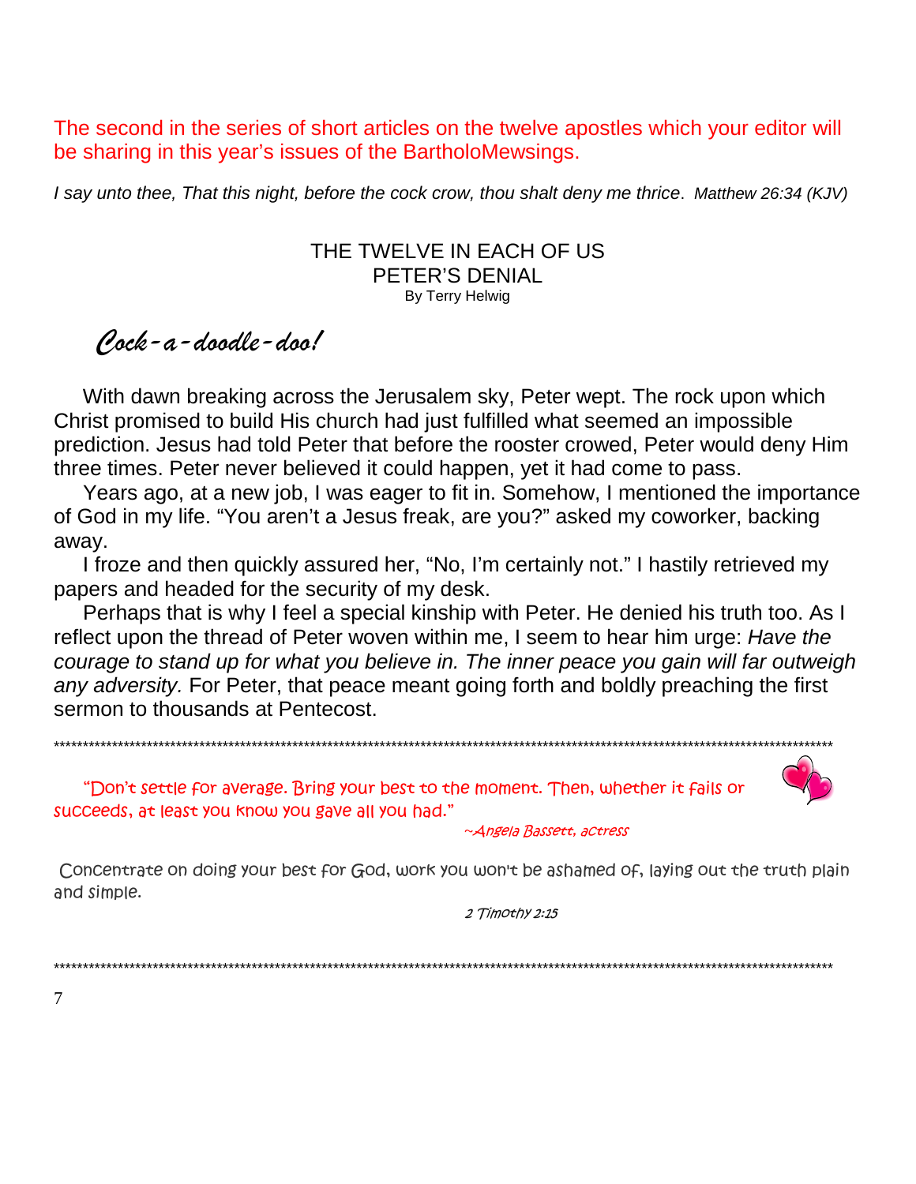The second in the series of short articles on the twelve apostles which your editor will be sharing in this year's issues of the BartholoMewsings.

*I say unto thee, That this night, before the cock crow, thou shalt deny me thrice. Matthew 26:34 (KJV)*

# THE TWELVE IN EACH OF US
## PETER'S DENIAL

By Terry Helwig

*Cock-a-doodle-doo!*

With dawn breaking across the Jerusalem sky, Peter wept. The rock upon which Christ promised to build His church had just fulfilled what seemed an impossible prediction. Jesus had told Peter that before the rooster crowed, Peter would deny Him three times. Peter never believed it could happen, yet it had come to pass.

Years ago, at a new job, I was eager to fit in. Somehow, I mentioned the importance of God in my life. "You aren't a Jesus freak, are you?" asked my coworker, backing away.

I froze and then quickly assured her, "No, I'm certainly not." I hastily retrieved my papers and headed for the security of my desk.

Perhaps that is why I feel a special kinship with Peter. He denied his truth too. As I reflect upon the thread of Peter woven within me, I seem to hear him urge: *Have the courage to stand up for what you believe in. The inner peace you gain will far outweigh any adversity.* For Peter, that peace meant going forth and boldly preaching the first sermon to thousands at Pentecost.

---

"Don't settle for average. Bring your best to the moment. Then, whether it fails or succeeds, at least you know you gave all you had."

~Angela Bassett, actress

Concentrate on doing your best for God, work you won't be ashamed of, laying out the truth plain and simple.

2 Timothy 2:15

---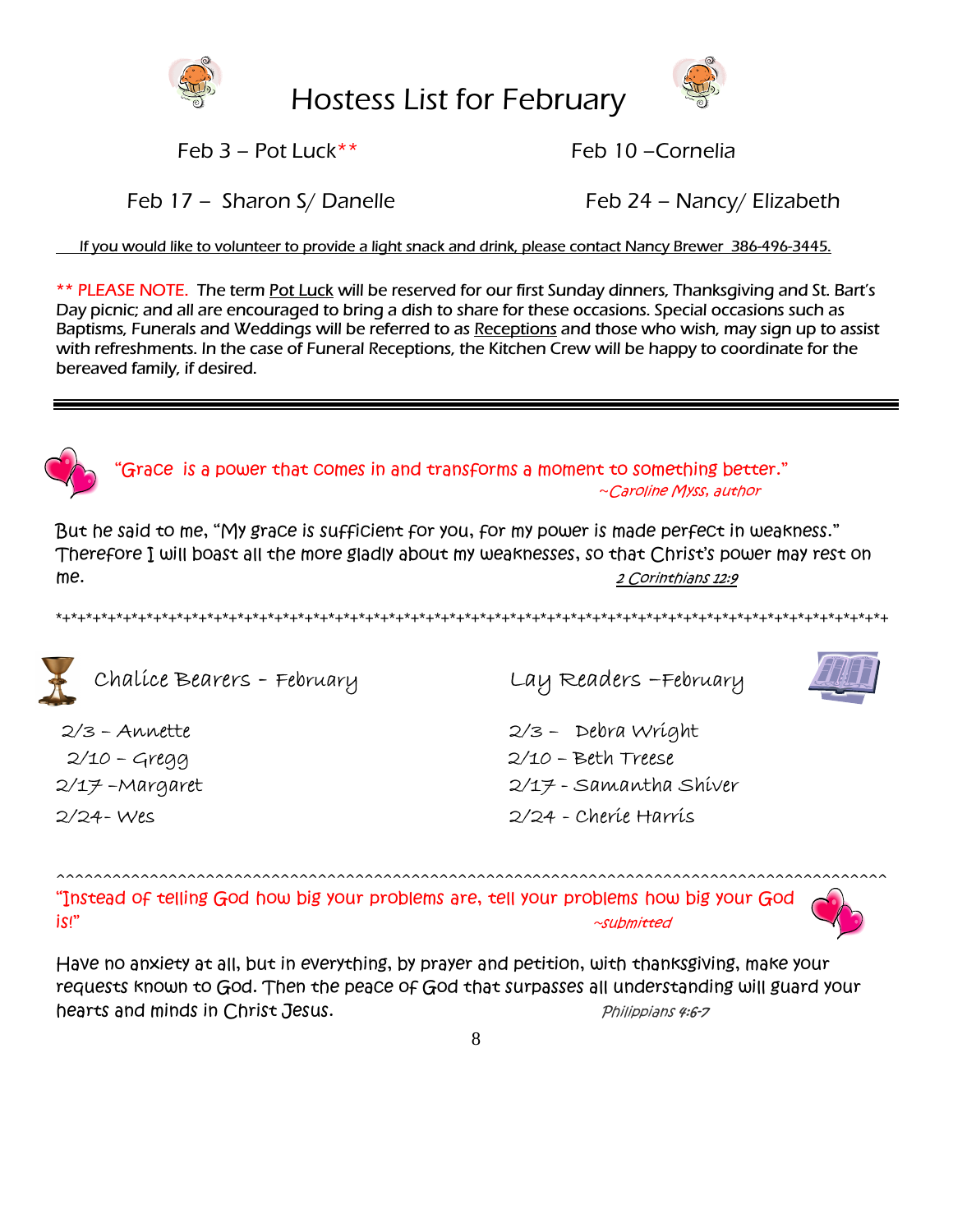# Hostess List for February

Feb 3 – Pot Luck**

Feb 10 –Cornelia

Feb 17 – Sharon S/ Danelle

Feb 24 – Nancy/ Elizabeth

If you would like to volunteer to provide a light snack and drink, please contact Nancy Brewer 386-496-3445.

** PLEASE NOTE. The term Pot Luck will be reserved for our first Sunday dinners, Thanksgiving and St. Bart's Day picnic; and all are encouraged to bring a dish to share for these occasions. Special occasions such as Baptisms, Funerals and Weddings will be referred to as Receptions and those who wish, may sign up to assist with refreshments. In the case of Funeral Receptions, the Kitchen Crew will be happy to coordinate for the bereaved family, if desired.

---

"Grace is a power that comes in and transforms a moment to something better."
*~Caroline Myss, author*

But he said to me, "My grace is sufficient for you, for my power is made perfect in weakness." Therefore I will boast all the more gladly about my weaknesses, so that Christ's power may rest on me.
*2 Corinthians 12:9*

*+*+*+*+*+*+*+*+*+*+*+*+*+*+*+*+*+*+*+*+*+*+*+*+*+*+*+*+*+*+*+*+*+*+*+*+*+*+*+*+*+*+*+*+*+*+*+*+*+

## Chalice Bearers - February

2/3 – Annette
2/10 – Gregg
2/17 –Margaret
2/24- Wes

## Lay Readers –February

2/3 – Debra Wright
2/10 – Beth Treese
2/17 - Samantha Shiver
2/24 - Cherie Harris

^^^^^^^^^^^^^^^^^^^^^^^^^^^^^^^^^^^^^^^^^^^^^^^^^^^^^^^^^^^^^^^^^^^^^^^^^^^^^^^^^^^^^^^^^^

"Instead of telling God how big your problems are, tell your problems how big your God is!"
*~submitted*

Have no anxiety at all, but in everything, by prayer and petition, with thanksgiving, make your requests known to God. Then the peace of God that surpasses all understanding will guard your hearts and minds in Christ Jesus.
*Philippians 4:6-7*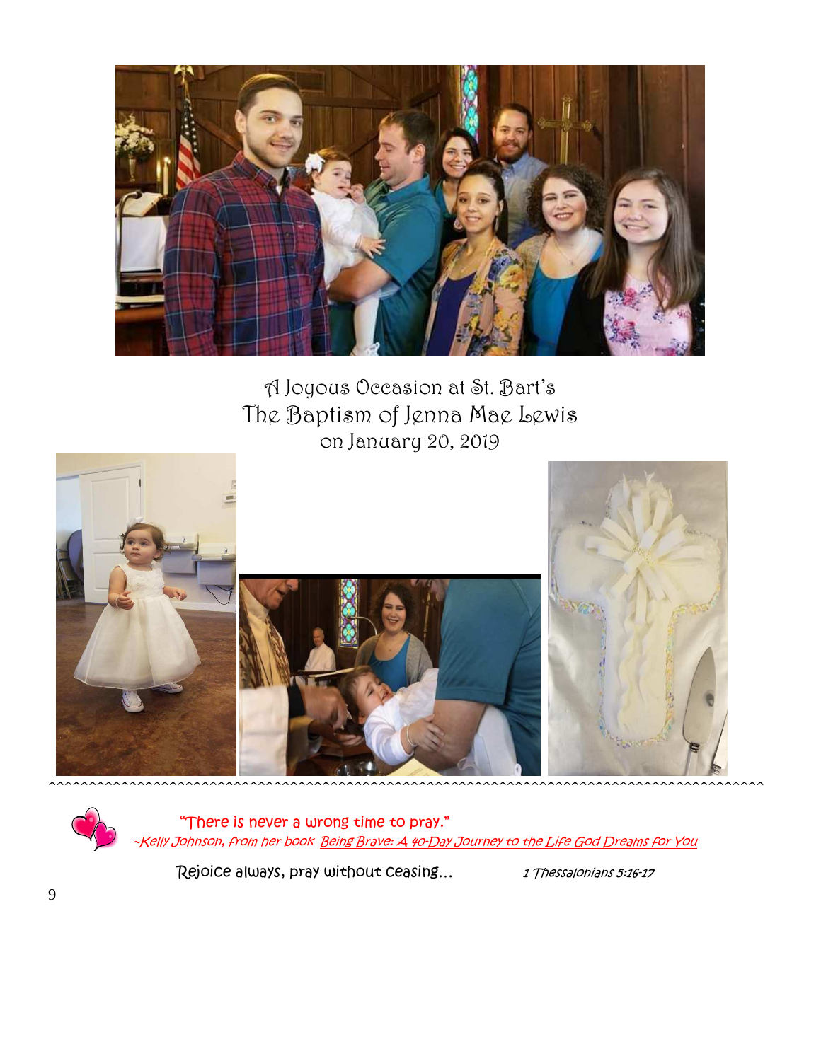A Joyous Occasion at St. Bart's
The Baptism of Jenna Mae Lewis
on January 20, 2019

"There is never a wrong time to pray."
*~Kelly Johnson, from her book Being Brave: A 40-Day Journey to the Life God Dreams for You*

Rejoice always, pray without ceasing… *1 Thessalonians 5:16-17*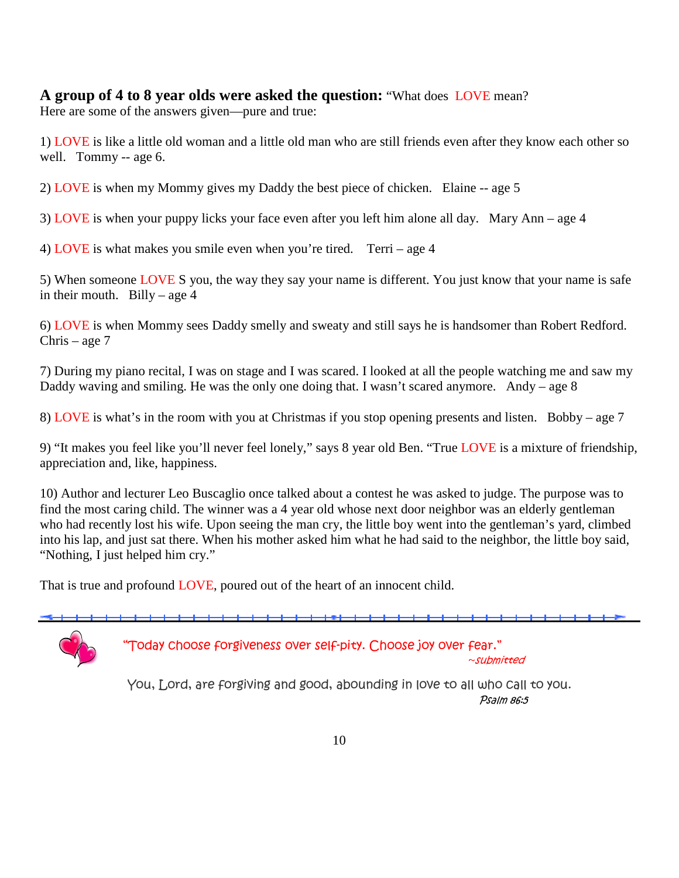**A group of 4 to 8 year olds were asked the question:** "What does LOVE mean?
Here are some of the answers given—pure and true:

1) LOVE is like a little old woman and a little old man who are still friends even after they know each other so well. Tommy -- age 6.

2) LOVE is when my Mommy gives my Daddy the best piece of chicken. Elaine -- age 5

3) LOVE is when your puppy licks your face even after you left him alone all day. Mary Ann – age 4

4) LOVE is what makes you smile even when you're tired. Terri – age 4

5) When someone LOVE S you, the way they say your name is different. You just know that your name is safe in their mouth. Billy – age 4

6) LOVE is when Mommy sees Daddy smelly and sweaty and still says he is handsomer than Robert Redford. Chris – age 7

7) During my piano recital, I was on stage and I was scared. I looked at all the people watching me and saw my Daddy waving and smiling. He was the only one doing that. I wasn't scared anymore. Andy – age 8

8) LOVE is what's in the room with you at Christmas if you stop opening presents and listen. Bobby – age 7

9) "It makes you feel like you'll never feel lonely," says 8 year old Ben. "True LOVE is a mixture of friendship, appreciation and, like, happiness.

10) Author and lecturer Leo Buscaglio once talked about a contest he was asked to judge. The purpose was to find the most caring child. The winner was a 4 year old whose next door neighbor was an elderly gentleman who had recently lost his wife. Upon seeing the man cry, the little boy went into the gentleman's yard, climbed into his lap, and just sat there. When his mother asked him what he had said to the neighbor, the little boy said, "Nothing, I just helped him cry."

That is true and profound LOVE, poured out of the heart of an innocent child.

---

"Today choose forgiveness over self-pity. Choose joy over fear."
*~submitted*

You, Lord, are forgiving and good, abounding in love to all who call to you.
*Psalm 86:5*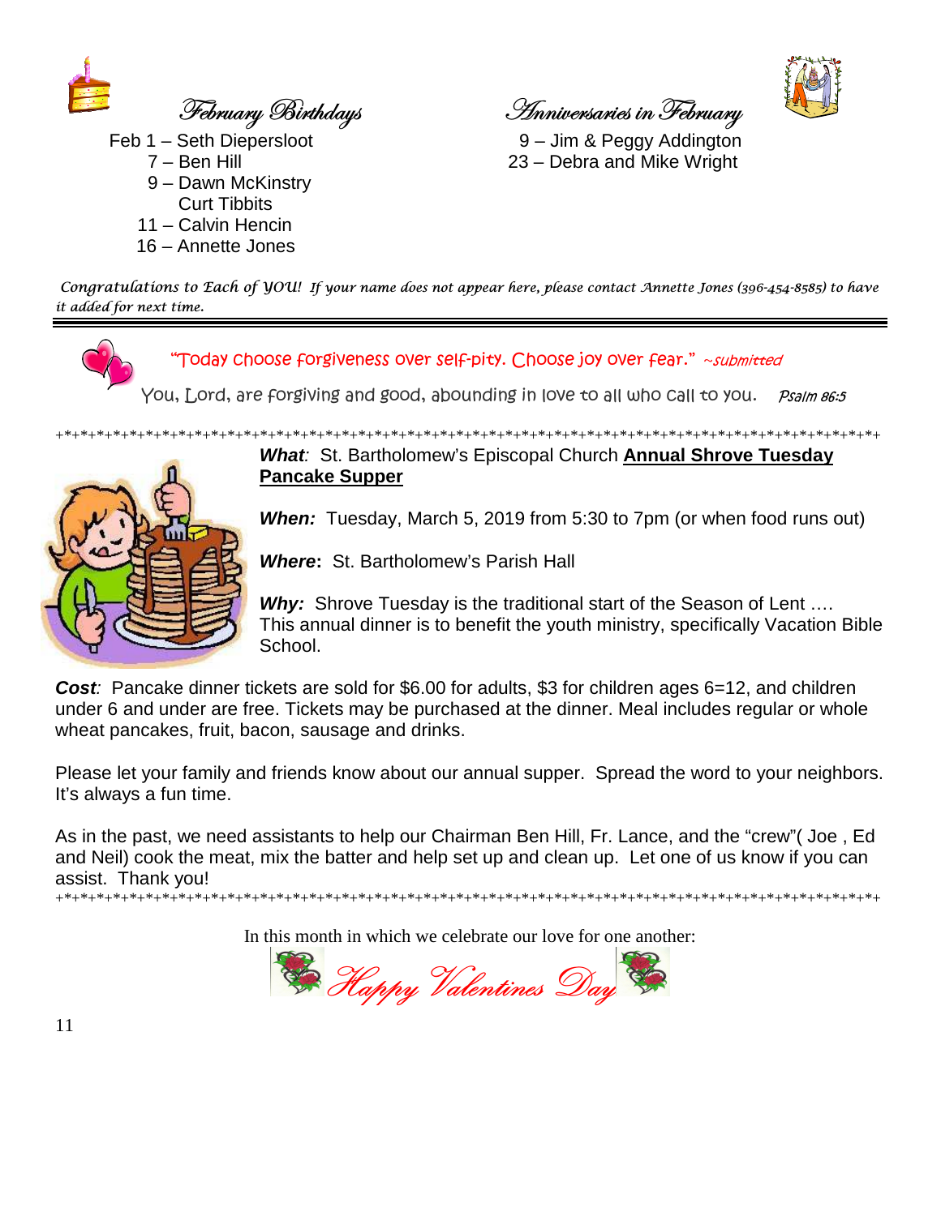## February Birthdays

Feb 1 – Seth Diepersloot
7 – Ben Hill
9 – Dawn McKinstry
Curt Tibbits
11 – Calvin Hencin
16 – Annette Jones

## Anniversaries in February

9 – Jim & Peggy Addington
23 – Debra and Mike Wright

*Congratulations to Each of YOU! If your name does not appear here, please contact Annette Jones (396-454-8585) to have it added for next time.*

---

"Today choose forgiveness over self-pity. Choose joy over fear." *~submitted*

You, Lord, are forgiving and good, abounding in love to all who call to you. *Psalm 86:5*

+*+*+*+*+*+*+*+*+*+*+*+*+*+*+*+*+*+*+*+*+*+*+*+*+*+*+*+*+*+*+*+*+*+*+*+*+*+*+*+*+*+*+*+*+*+*+*+

***What**:* St. Bartholomew's Episcopal Church **Annual Shrove Tuesday Pancake Supper**

***When:*** Tuesday, March 5, 2019 from 5:30 to 7pm (or when food runs out)

***Where*:** St. Bartholomew's Parish Hall

***Why:*** Shrove Tuesday is the traditional start of the Season of Lent …. This annual dinner is to benefit the youth ministry, specifically Vacation Bible School.

***Cost**:* Pancake dinner tickets are sold for $6.00 for adults, $3 for children ages 6=12, and children under 6 and under are free. Tickets may be purchased at the dinner. Meal includes regular or whole wheat pancakes, fruit, bacon, sausage and drinks.

Please let your family and friends know about our annual supper. Spread the word to your neighbors. It's always a fun time.

As in the past, we need assistants to help our Chairman Ben Hill, Fr. Lance, and the "crew"( Joe , Ed and Neil) cook the meat, mix the batter and help set up and clean up. Let one of us know if you can assist. Thank you!

+*+*+*+*+*+*+*+*+*+*+*+*+*+*+*+*+*+*+*+*+*+*+*+*+*+*+*+*+*+*+*+*+*+*+*+*+*+*+*+*+*+*+*+*+*+*+*+

In this month in which we celebrate our love for one another:

*Happy Valentines Day*